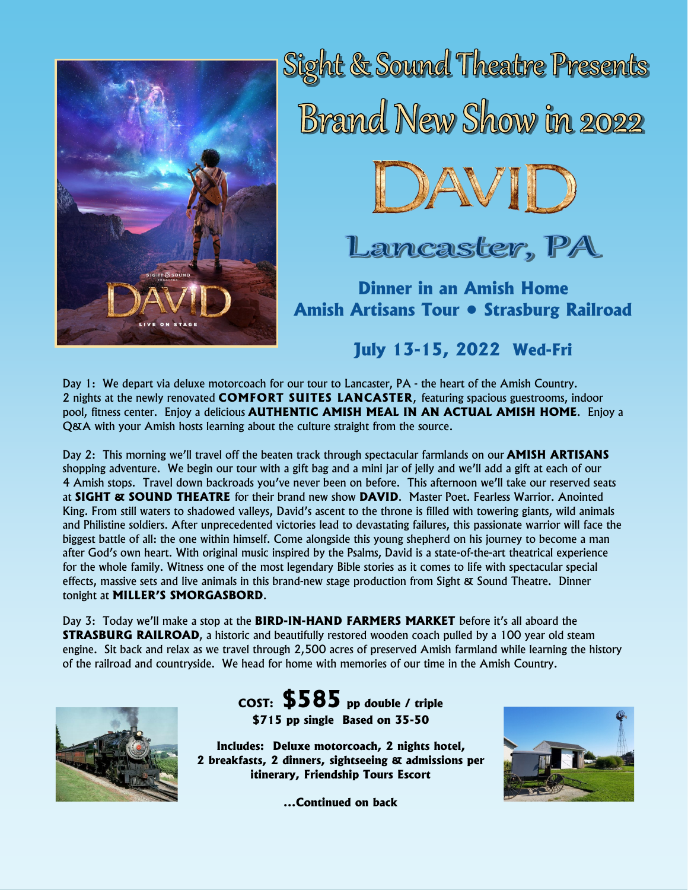# Sight & Sound Theatre Presents

# Brand New Show in 2022

# DAVID

## Lancaster, PA

### Dinner in an Amish Home
### Amish Artisans Tour • Strasburg Railroad

### July 13-15, 2022 Wed-Fri

Day 1: We depart via deluxe motorcoach for our tour to Lancaster, PA - the heart of the Amish Country. 2 nights at the newly renovated **COMFORT SUITES LANCASTER**, featuring spacious guestrooms, indoor pool, fitness center. Enjoy a delicious **AUTHENTIC AMISH MEAL IN AN ACTUAL AMISH HOME**. Enjoy a Q&A with your Amish hosts learning about the culture straight from the source.

Day 2: This morning we'll travel off the beaten track through spectacular farmlands on our **AMISH ARTISANS** shopping adventure. We begin our tour with a gift bag and a mini jar of jelly and we'll add a gift at each of our 4 Amish stops. Travel down backroads you've never been on before. This afternoon we'll take our reserved seats at **SIGHT & SOUND THEATRE** for their brand new show **DAVID**. Master Poet. Fearless Warrior. Anointed King. From still waters to shadowed valleys, David's ascent to the throne is filled with towering giants, wild animals and Philistine soldiers. After unprecedented victories lead to devastating failures, this passionate warrior will face the biggest battle of all: the one within himself. Come alongside this young shepherd on his journey to become a man after God's own heart. With original music inspired by the Psalms, David is a state-of-the-art theatrical experience for the whole family. Witness one of the most legendary Bible stories as it comes to life with spectacular special effects, massive sets and live animals in this brand-new stage production from Sight & Sound Theatre. Dinner tonight at **MILLER'S SMORGASBORD**.

Day 3: Today we'll make a stop at the **BIRD-IN-HAND FARMERS MARKET** before it's all aboard the **STRASBURG RAILROAD**, a historic and beautifully restored wooden coach pulled by a 100 year old steam engine. Sit back and relax as we travel through 2,500 acres of preserved Amish farmland while learning the history of the railroad and countryside. We head for home with memories of our time in the Amish Country.

**COST: $585 pp double / triple**
**$715 pp single Based on 35-50**

**Includes: Deluxe motorcoach, 2 nights hotel, 2 breakfasts, 2 dinners, sightseeing & admissions per itinerary, Friendship Tours Escort**

**...Continued on back**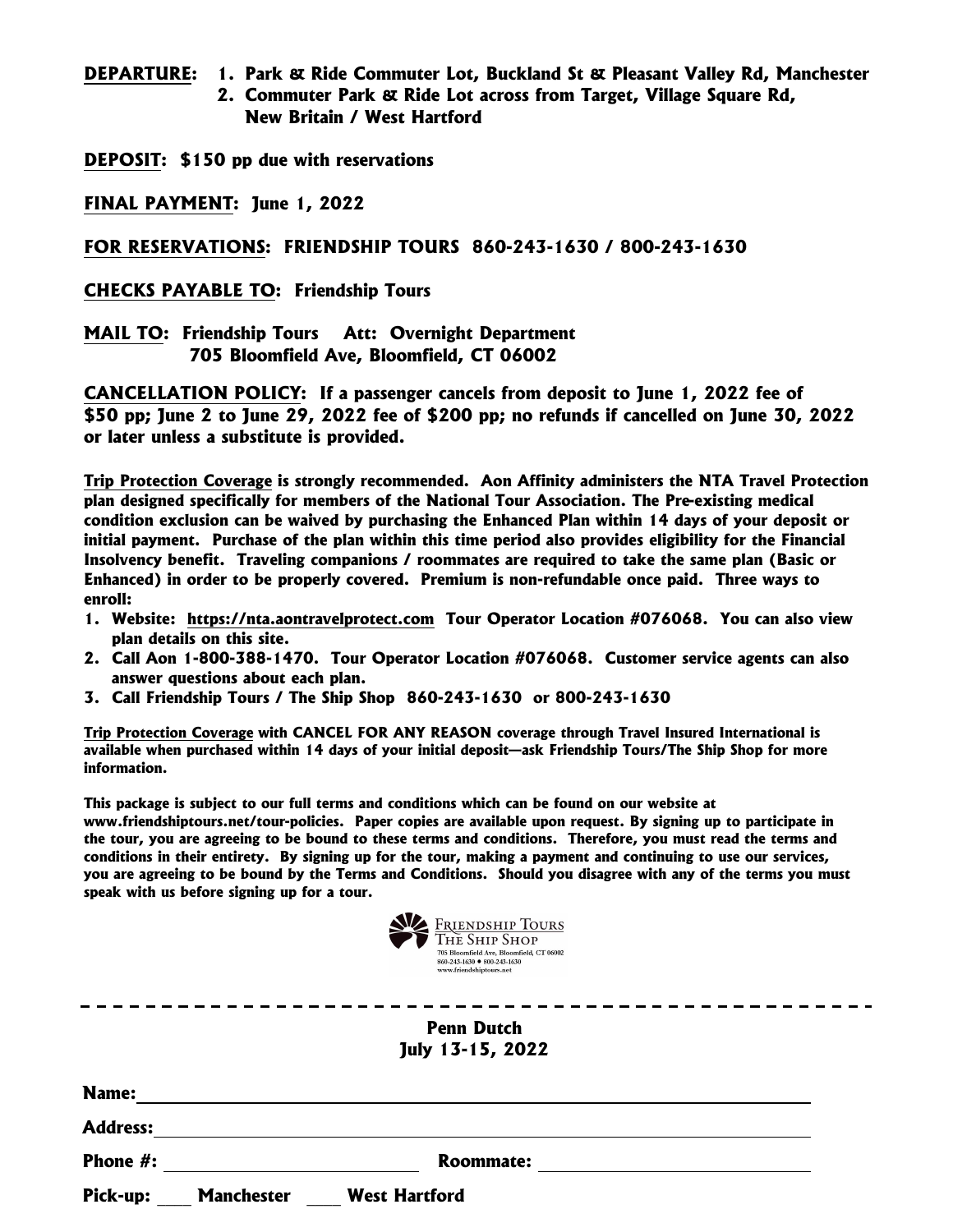**DEPARTURE:** 1. Park & Ride Commuter Lot, Buckland St & Pleasant Valley Rd, Manchester
2. Commuter Park & Ride Lot across from Target, Village Square Rd, New Britain / West Hartford

**DEPOSIT:** $150 pp due with reservations

**FINAL PAYMENT:** June 1, 2022

**FOR RESERVATIONS:** FRIENDSHIP TOURS 860-243-1630 / 800-243-1630

**CHECKS PAYABLE TO:** Friendship Tours

**MAIL TO:** Friendship Tours Att: Overnight Department
705 Bloomfield Ave, Bloomfield, CT 06002

**CANCELLATION POLICY:** If a passenger cancels from deposit to June 1, 2022 fee of $50 pp; June 2 to June 29, 2022 fee of $200 pp; no refunds if cancelled on June 30, 2022 or later unless a substitute is provided.

**Trip Protection Coverage** is strongly recommended. Aon Affinity administers the NTA Travel Protection plan designed specifically for members of the National Tour Association. The Pre-existing medical condition exclusion can be waived by purchasing the Enhanced Plan within 14 days of your deposit or initial payment. Purchase of the plan within this time period also provides eligibility for the Financial Insolvency benefit. Traveling companions / roommates are required to take the same plan (Basic or Enhanced) in order to be properly covered. Premium is non-refundable once paid. Three ways to enroll:

1. Website: https://nta.aontravelprotect.com Tour Operator Location #076068. You can also view plan details on this site.
2. Call Aon 1-800-388-1470. Tour Operator Location #076068. Customer service agents can also answer questions about each plan.
3. Call Friendship Tours / The Ship Shop 860-243-1630 or 800-243-1630

**Trip Protection Coverage** with CANCEL FOR ANY REASON coverage through Travel Insured International is available when purchased within 14 days of your initial deposit—ask Friendship Tours/The Ship Shop for more information.

This package is subject to our full terms and conditions which can be found on our website at www.friendshiptours.net/tour-policies. Paper copies are available upon request. By signing up to participate in the tour, you are agreeing to be bound to these terms and conditions. Therefore, you must read the terms and conditions in their entirety. By signing up for the tour, making a payment and continuing to use our services, you are agreeing to be bound by the Terms and Conditions. Should you disagree with any of the terms you must speak with us before signing up for a tour.

Friendship Tours
The Ship Shop
705 Bloomfield Ave, Bloomfield, CT 06002
860-243-1630 • 800-243-1630
www.friendshiptours.net

---

**Penn Dutch**
**July 13-15, 2022**

**Name:** ______________________________

**Address:** ______________________________

**Phone #:** ______________ **Roommate:** ______________

**Pick-up:** ____ Manchester ____ West Hartford